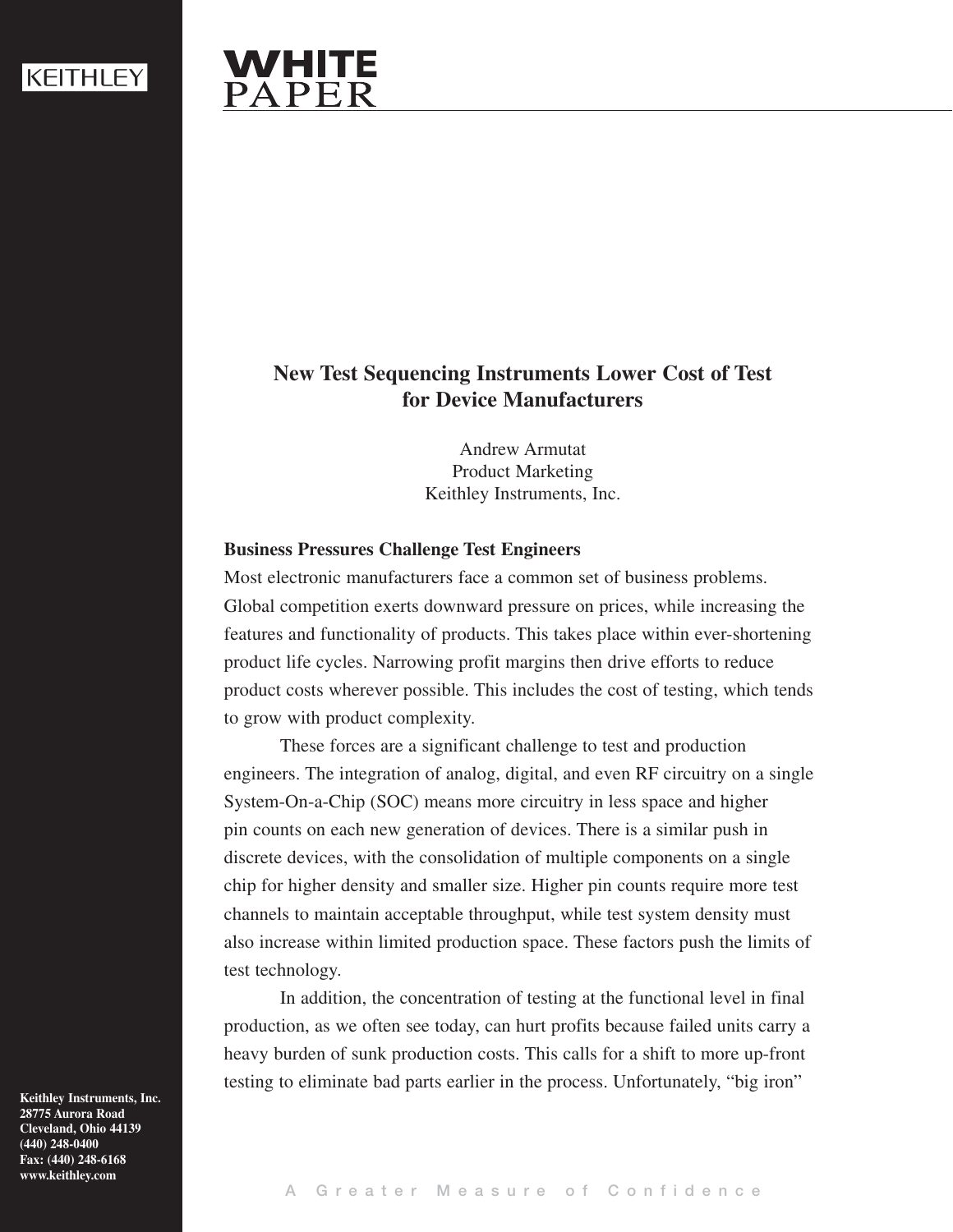# New Test Sequencing Instruments Lower Cost of Test for Device Manufacturers

Andrew Armutat
Product Marketing
Keithley Instruments, Inc.

## Business Pressures Challenge Test Engineers

Most electronic manufacturers face a common set of business problems. Global competition exerts downward pressure on prices, while increasing the features and functionality of products. This takes place within ever-shortening product life cycles. Narrowing profit margins then drive efforts to reduce product costs wherever possible. This includes the cost of testing, which tends to grow with product complexity.

These forces are a significant challenge to test and production engineers. The integration of analog, digital, and even RF circuitry on a single System-On-a-Chip (SOC) means more circuitry in less space and higher pin counts on each new generation of devices. There is a similar push in discrete devices, with the consolidation of multiple components on a single chip for higher density and smaller size. Higher pin counts require more test channels to maintain acceptable throughput, while test system density must also increase within limited production space. These factors push the limits of test technology.

In addition, the concentration of testing at the functional level in final production, as we often see today, can hurt profits because failed units carry a heavy burden of sunk production costs. This calls for a shift to more up-front testing to eliminate bad parts earlier in the process. Unfortunately, "big iron"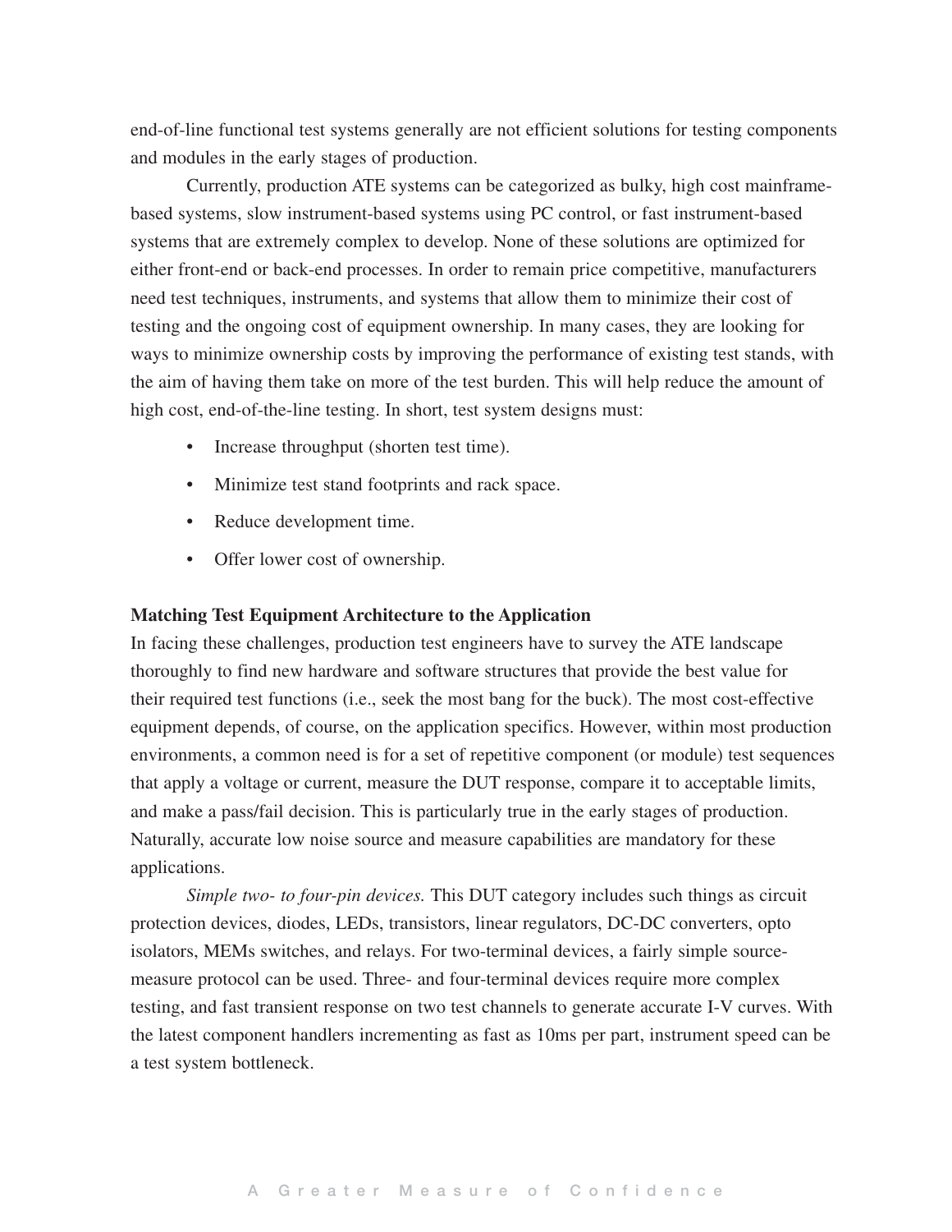end-of-line functional test systems generally are not efficient solutions for testing components and modules in the early stages of production.

Currently, production ATE systems can be categorized as bulky, high cost mainframe-based systems, slow instrument-based systems using PC control, or fast instrument-based systems that are extremely complex to develop. None of these solutions are optimized for either front-end or back-end processes. In order to remain price competitive, manufacturers need test techniques, instruments, and systems that allow them to minimize their cost of testing and the ongoing cost of equipment ownership. In many cases, they are looking for ways to minimize ownership costs by improving the performance of existing test stands, with the aim of having them take on more of the test burden. This will help reduce the amount of high cost, end-of-the-line testing. In short, test system designs must:

- Increase throughput (shorten test time).
- Minimize test stand footprints and rack space.
- Reduce development time.
- Offer lower cost of ownership.

**Matching Test Equipment Architecture to the Application**

In facing these challenges, production test engineers have to survey the ATE landscape thoroughly to find new hardware and software structures that provide the best value for their required test functions (i.e., seek the most bang for the buck). The most cost-effective equipment depends, of course, on the application specifics. However, within most production environments, a common need is for a set of repetitive component (or module) test sequences that apply a voltage or current, measure the DUT response, compare it to acceptable limits, and make a pass/fail decision. This is particularly true in the early stages of production. Naturally, accurate low noise source and measure capabilities are mandatory for these applications.

*Simple two- to four-pin devices.* This DUT category includes such things as circuit protection devices, diodes, LEDs, transistors, linear regulators, DC-DC converters, opto isolators, MEMs switches, and relays. For two-terminal devices, a fairly simple source-measure protocol can be used. Three- and four-terminal devices require more complex testing, and fast transient response on two test channels to generate accurate I-V curves. With the latest component handlers incrementing as fast as 10ms per part, instrument speed can be a test system bottleneck.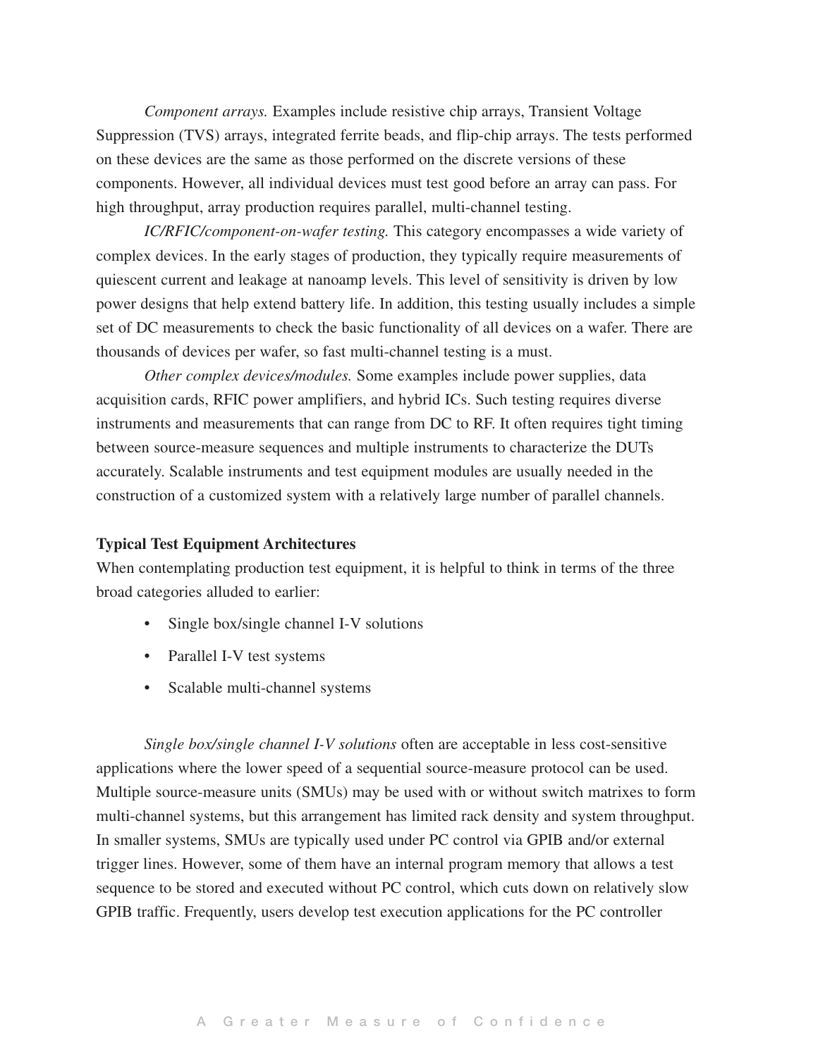*Component arrays.* Examples include resistive chip arrays, Transient Voltage Suppression (TVS) arrays, integrated ferrite beads, and flip-chip arrays. The tests performed on these devices are the same as those performed on the discrete versions of these components. However, all individual devices must test good before an array can pass. For high throughput, array production requires parallel, multi-channel testing.

*IC/RFIC/component-on-wafer testing.* This category encompasses a wide variety of complex devices. In the early stages of production, they typically require measurements of quiescent current and leakage at nanoamp levels. This level of sensitivity is driven by low power designs that help extend battery life. In addition, this testing usually includes a simple set of DC measurements to check the basic functionality of all devices on a wafer. There are thousands of devices per wafer, so fast multi-channel testing is a must.

*Other complex devices/modules.* Some examples include power supplies, data acquisition cards, RFIC power amplifiers, and hybrid ICs. Such testing requires diverse instruments and measurements that can range from DC to RF. It often requires tight timing between source-measure sequences and multiple instruments to characterize the DUTs accurately. Scalable instruments and test equipment modules are usually needed in the construction of a customized system with a relatively large number of parallel channels.

**Typical Test Equipment Architectures**

When contemplating production test equipment, it is helpful to think in terms of the three broad categories alluded to earlier:

- Single box/single channel I-V solutions
- Parallel I-V test systems
- Scalable multi-channel systems

*Single box/single channel I-V solutions* often are acceptable in less cost-sensitive applications where the lower speed of a sequential source-measure protocol can be used. Multiple source-measure units (SMUs) may be used with or without switch matrixes to form multi-channel systems, but this arrangement has limited rack density and system throughput. In smaller systems, SMUs are typically used under PC control via GPIB and/or external trigger lines. However, some of them have an internal program memory that allows a test sequence to be stored and executed without PC control, which cuts down on relatively slow GPIB traffic. Frequently, users develop test execution applications for the PC controller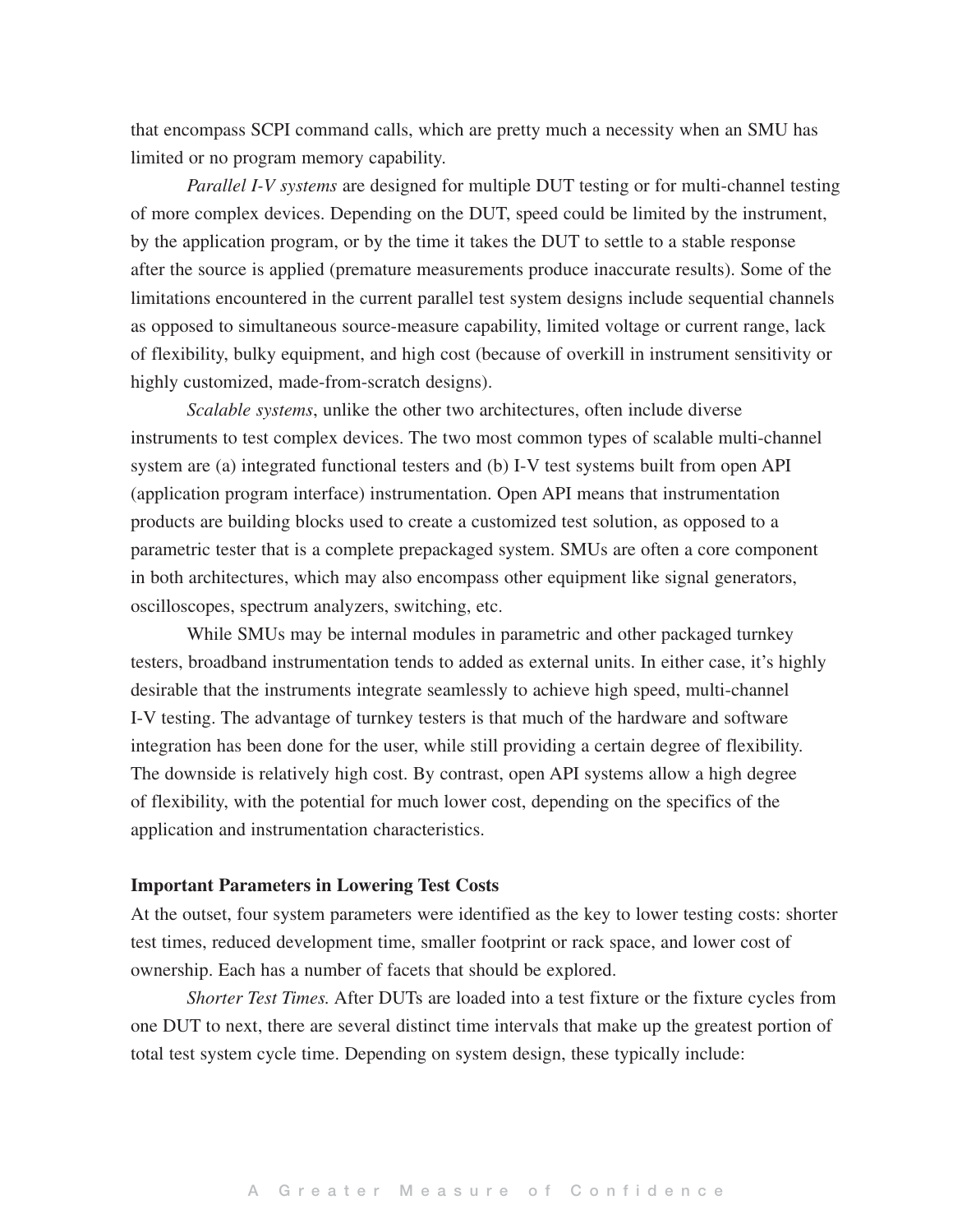that encompass SCPI command calls, which are pretty much a necessity when an SMU has limited or no program memory capability.

*Parallel I-V systems* are designed for multiple DUT testing or for multi-channel testing of more complex devices. Depending on the DUT, speed could be limited by the instrument, by the application program, or by the time it takes the DUT to settle to a stable response after the source is applied (premature measurements produce inaccurate results). Some of the limitations encountered in the current parallel test system designs include sequential channels as opposed to simultaneous source-measure capability, limited voltage or current range, lack of flexibility, bulky equipment, and high cost (because of overkill in instrument sensitivity or highly customized, made-from-scratch designs).

*Scalable systems*, unlike the other two architectures, often include diverse instruments to test complex devices. The two most common types of scalable multi-channel system are (a) integrated functional testers and (b) I-V test systems built from open API (application program interface) instrumentation. Open API means that instrumentation products are building blocks used to create a customized test solution, as opposed to a parametric tester that is a complete prepackaged system. SMUs are often a core component in both architectures, which may also encompass other equipment like signal generators, oscilloscopes, spectrum analyzers, switching, etc.

While SMUs may be internal modules in parametric and other packaged turnkey testers, broadband instrumentation tends to added as external units. In either case, it's highly desirable that the instruments integrate seamlessly to achieve high speed, multi-channel I-V testing. The advantage of turnkey testers is that much of the hardware and software integration has been done for the user, while still providing a certain degree of flexibility. The downside is relatively high cost. By contrast, open API systems allow a high degree of flexibility, with the potential for much lower cost, depending on the specifics of the application and instrumentation characteristics.

**Important Parameters in Lowering Test Costs**

At the outset, four system parameters were identified as the key to lower testing costs: shorter test times, reduced development time, smaller footprint or rack space, and lower cost of ownership. Each has a number of facets that should be explored.

*Shorter Test Times.* After DUTs are loaded into a test fixture or the fixture cycles from one DUT to next, there are several distinct time intervals that make up the greatest portion of total test system cycle time. Depending on system design, these typically include: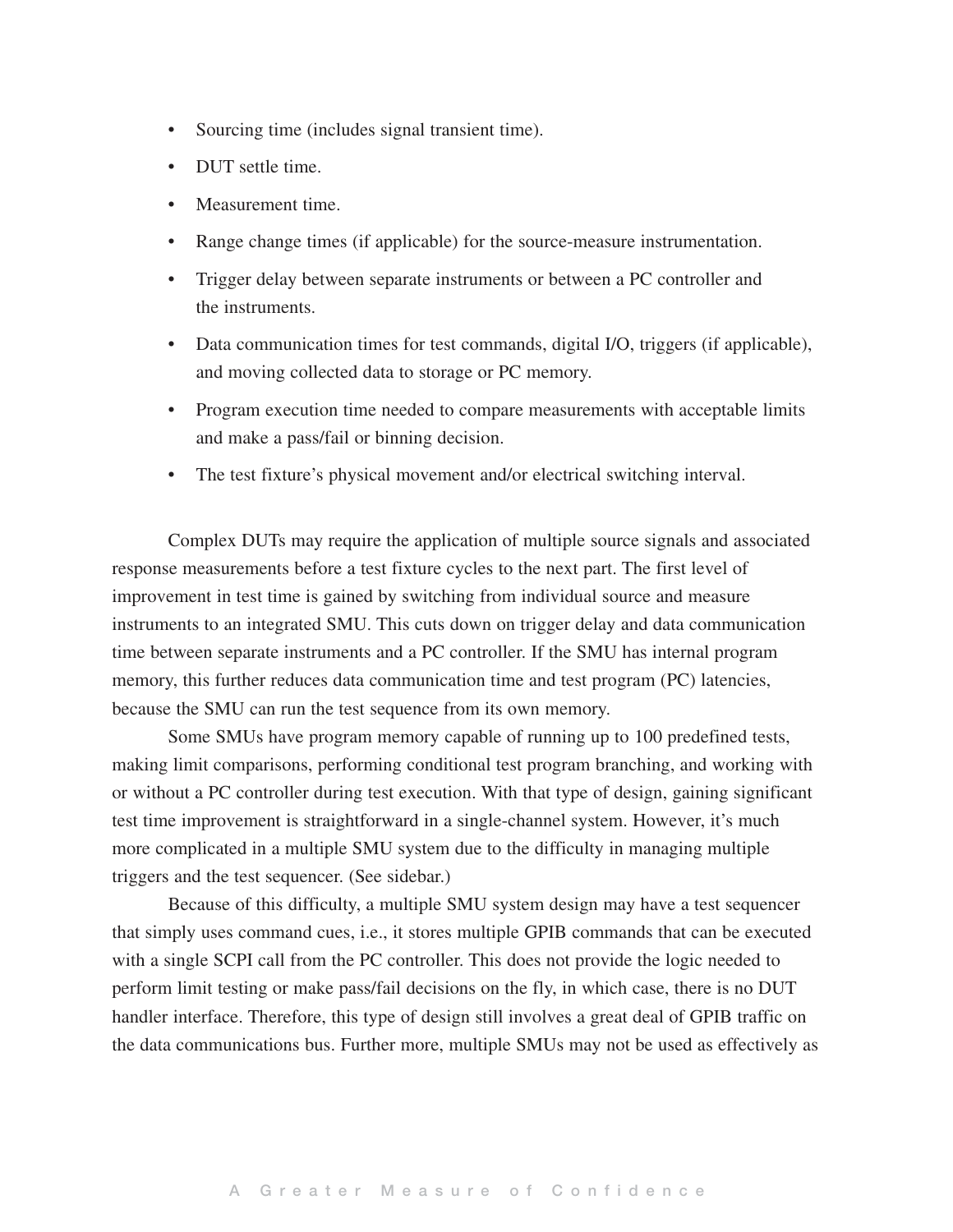- Sourcing time (includes signal transient time).
- DUT settle time.
- Measurement time.
- Range change times (if applicable) for the source-measure instrumentation.
- Trigger delay between separate instruments or between a PC controller and the instruments.
- Data communication times for test commands, digital I/O, triggers (if applicable), and moving collected data to storage or PC memory.
- Program execution time needed to compare measurements with acceptable limits and make a pass/fail or binning decision.
- The test fixture's physical movement and/or electrical switching interval.

Complex DUTs may require the application of multiple source signals and associated response measurements before a test fixture cycles to the next part. The first level of improvement in test time is gained by switching from individual source and measure instruments to an integrated SMU. This cuts down on trigger delay and data communication time between separate instruments and a PC controller. If the SMU has internal program memory, this further reduces data communication time and test program (PC) latencies, because the SMU can run the test sequence from its own memory.

Some SMUs have program memory capable of running up to 100 predefined tests, making limit comparisons, performing conditional test program branching, and working with or without a PC controller during test execution. With that type of design, gaining significant test time improvement is straightforward in a single-channel system. However, it's much more complicated in a multiple SMU system due to the difficulty in managing multiple triggers and the test sequencer. (See sidebar.)

Because of this difficulty, a multiple SMU system design may have a test sequencer that simply uses command cues, i.e., it stores multiple GPIB commands that can be executed with a single SCPI call from the PC controller. This does not provide the logic needed to perform limit testing or make pass/fail decisions on the fly, in which case, there is no DUT handler interface. Therefore, this type of design still involves a great deal of GPIB traffic on the data communications bus. Further more, multiple SMUs may not be used as effectively as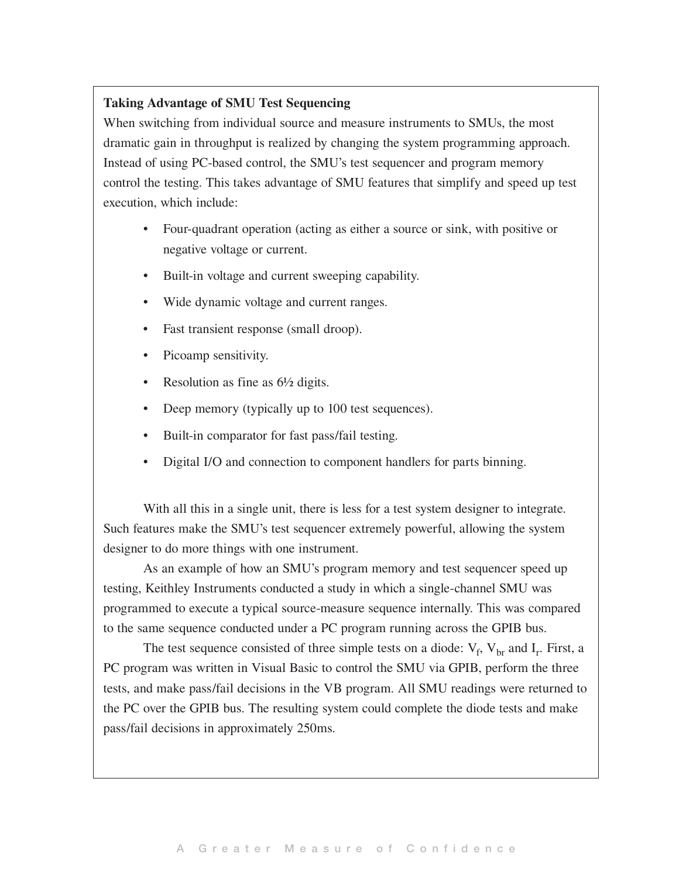**Taking Advantage of SMU Test Sequencing**

When switching from individual source and measure instruments to SMUs, the most dramatic gain in throughput is realized by changing the system programming approach. Instead of using PC-based control, the SMU's test sequencer and program memory control the testing. This takes advantage of SMU features that simplify and speed up test execution, which include:

- Four-quadrant operation (acting as either a source or sink, with positive or negative voltage or current.
- Built-in voltage and current sweeping capability.
- Wide dynamic voltage and current ranges.
- Fast transient response (small droop).
- Picoamp sensitivity.
- Resolution as fine as 6½ digits.
- Deep memory (typically up to 100 test sequences).
- Built-in comparator for fast pass/fail testing.
- Digital I/O and connection to component handlers for parts binning.

With all this in a single unit, there is less for a test system designer to integrate. Such features make the SMU's test sequencer extremely powerful, allowing the system designer to do more things with one instrument.

As an example of how an SMU's program memory and test sequencer speed up testing, Keithley Instruments conducted a study in which a single-channel SMU was programmed to execute a typical source-measure sequence internally. This was compared to the same sequence conducted under a PC program running across the GPIB bus.

The test sequence consisted of three simple tests on a diode: $V_f$, $V_{br}$ and $I_r$. First, a PC program was written in Visual Basic to control the SMU via GPIB, perform the three tests, and make pass/fail decisions in the VB program. All SMU readings were returned to the PC over the GPIB bus. The resulting system could complete the diode tests and make pass/fail decisions in approximately 250ms.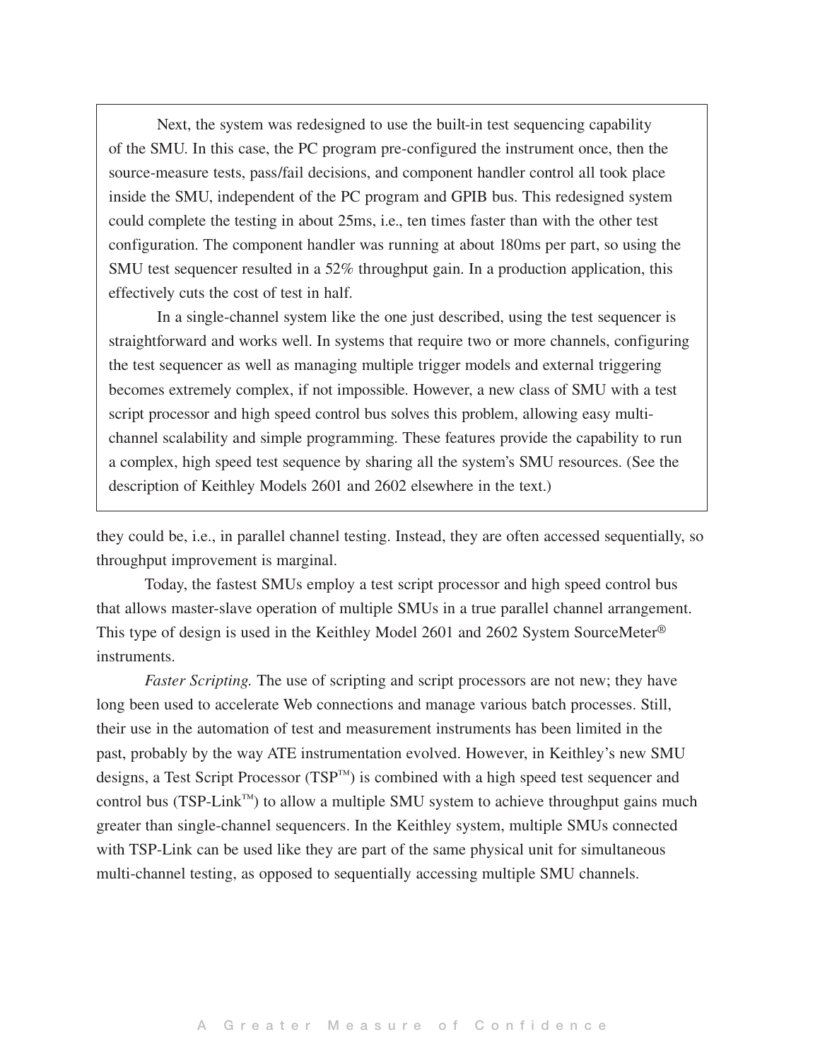> Next, the system was redesigned to use the built-in test sequencing capability of the SMU. In this case, the PC program pre-configured the instrument once, then the source-measure tests, pass/fail decisions, and component handler control all took place inside the SMU, independent of the PC program and GPIB bus. This redesigned system could complete the testing in about 25ms, i.e., ten times faster than with the other test configuration. The component handler was running at about 180ms per part, so using the SMU test sequencer resulted in a 52% throughput gain. In a production application, this effectively cuts the cost of test in half.
>
> In a single-channel system like the one just described, using the test sequencer is straightforward and works well. In systems that require two or more channels, configuring the test sequencer as well as managing multiple trigger models and external triggering becomes extremely complex, if not impossible. However, a new class of SMU with a test script processor and high speed control bus solves this problem, allowing easy multi-channel scalability and simple programming. These features provide the capability to run a complex, high speed test sequence by sharing all the system's SMU resources. (See the description of Keithley Models 2601 and 2602 elsewhere in the text.)

they could be, i.e., in parallel channel testing. Instead, they are often accessed sequentially, so throughput improvement is marginal.

Today, the fastest SMUs employ a test script processor and high speed control bus that allows master-slave operation of multiple SMUs in a true parallel channel arrangement. This type of design is used in the Keithley Model 2601 and 2602 System SourceMeter® instruments.

*Faster Scripting.* The use of scripting and script processors are not new; they have long been used to accelerate Web connections and manage various batch processes. Still, their use in the automation of test and measurement instruments has been limited in the past, probably by the way ATE instrumentation evolved. However, in Keithley's new SMU designs, a Test Script Processor (TSP™) is combined with a high speed test sequencer and control bus (TSP-Link™) to allow a multiple SMU system to achieve throughput gains much greater than single-channel sequencers. In the Keithley system, multiple SMUs connected with TSP-Link can be used like they are part of the same physical unit for simultaneous multi-channel testing, as opposed to sequentially accessing multiple SMU channels.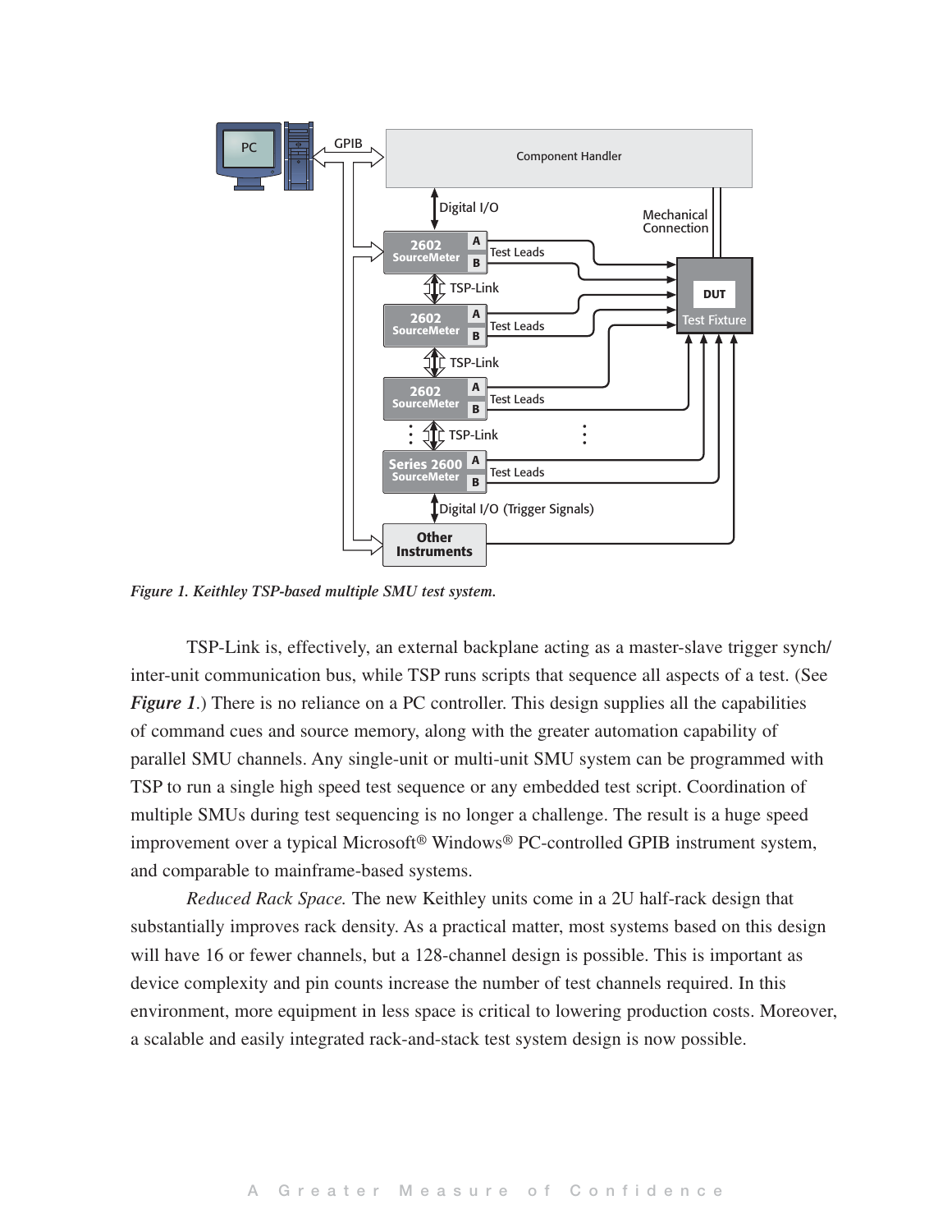*Figure 1. Keithley TSP-based multiple SMU test system.*

TSP-Link is, effectively, an external backplane acting as a master-slave trigger synch/inter-unit communication bus, while TSP runs scripts that sequence all aspects of a test. (See ***Figure 1***.) There is no reliance on a PC controller. This design supplies all the capabilities of command cues and source memory, along with the greater automation capability of parallel SMU channels. Any single-unit or multi-unit SMU system can be programmed with TSP to run a single high speed test sequence or any embedded test script. Coordination of multiple SMUs during test sequencing is no longer a challenge. The result is a huge speed improvement over a typical Microsoft® Windows® PC-controlled GPIB instrument system, and comparable to mainframe-based systems.

*Reduced Rack Space.* The new Keithley units come in a 2U half-rack design that substantially improves rack density. As a practical matter, most systems based on this design will have 16 or fewer channels, but a 128-channel design is possible. This is important as device complexity and pin counts increase the number of test channels required. In this environment, more equipment in less space is critical to lowering production costs. Moreover, a scalable and easily integrated rack-and-stack test system design is now possible.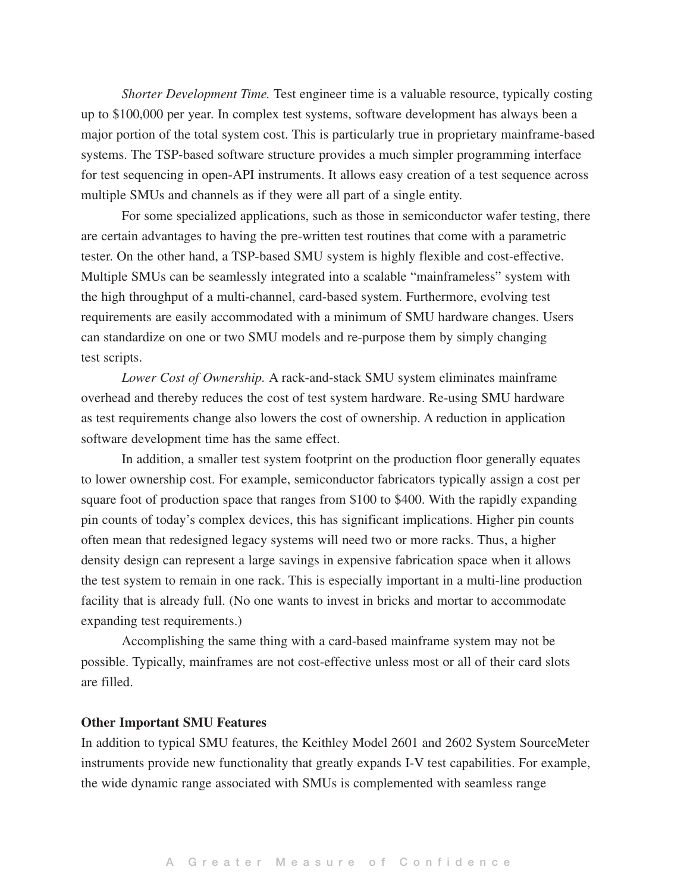*Shorter Development Time.* Test engineer time is a valuable resource, typically costing up to $100,000 per year. In complex test systems, software development has always been a major portion of the total system cost. This is particularly true in proprietary mainframe-based systems. The TSP-based software structure provides a much simpler programming interface for test sequencing in open-API instruments. It allows easy creation of a test sequence across multiple SMUs and channels as if they were all part of a single entity.

For some specialized applications, such as those in semiconductor wafer testing, there are certain advantages to having the pre-written test routines that come with a parametric tester. On the other hand, a TSP-based SMU system is highly flexible and cost-effective. Multiple SMUs can be seamlessly integrated into a scalable "mainframeless" system with the high throughput of a multi-channel, card-based system. Furthermore, evolving test requirements are easily accommodated with a minimum of SMU hardware changes. Users can standardize on one or two SMU models and re-purpose them by simply changing test scripts.

*Lower Cost of Ownership.* A rack-and-stack SMU system eliminates mainframe overhead and thereby reduces the cost of test system hardware. Re-using SMU hardware as test requirements change also lowers the cost of ownership. A reduction in application software development time has the same effect.

In addition, a smaller test system footprint on the production floor generally equates to lower ownership cost. For example, semiconductor fabricators typically assign a cost per square foot of production space that ranges from $100 to $400. With the rapidly expanding pin counts of today's complex devices, this has significant implications. Higher pin counts often mean that redesigned legacy systems will need two or more racks. Thus, a higher density design can represent a large savings in expensive fabrication space when it allows the test system to remain in one rack. This is especially important in a multi-line production facility that is already full. (No one wants to invest in bricks and mortar to accommodate expanding test requirements.)

Accomplishing the same thing with a card-based mainframe system may not be possible. Typically, mainframes are not cost-effective unless most or all of their card slots are filled.

**Other Important SMU Features**

In addition to typical SMU features, the Keithley Model 2601 and 2602 System SourceMeter instruments provide new functionality that greatly expands I-V test capabilities. For example, the wide dynamic range associated with SMUs is complemented with seamless range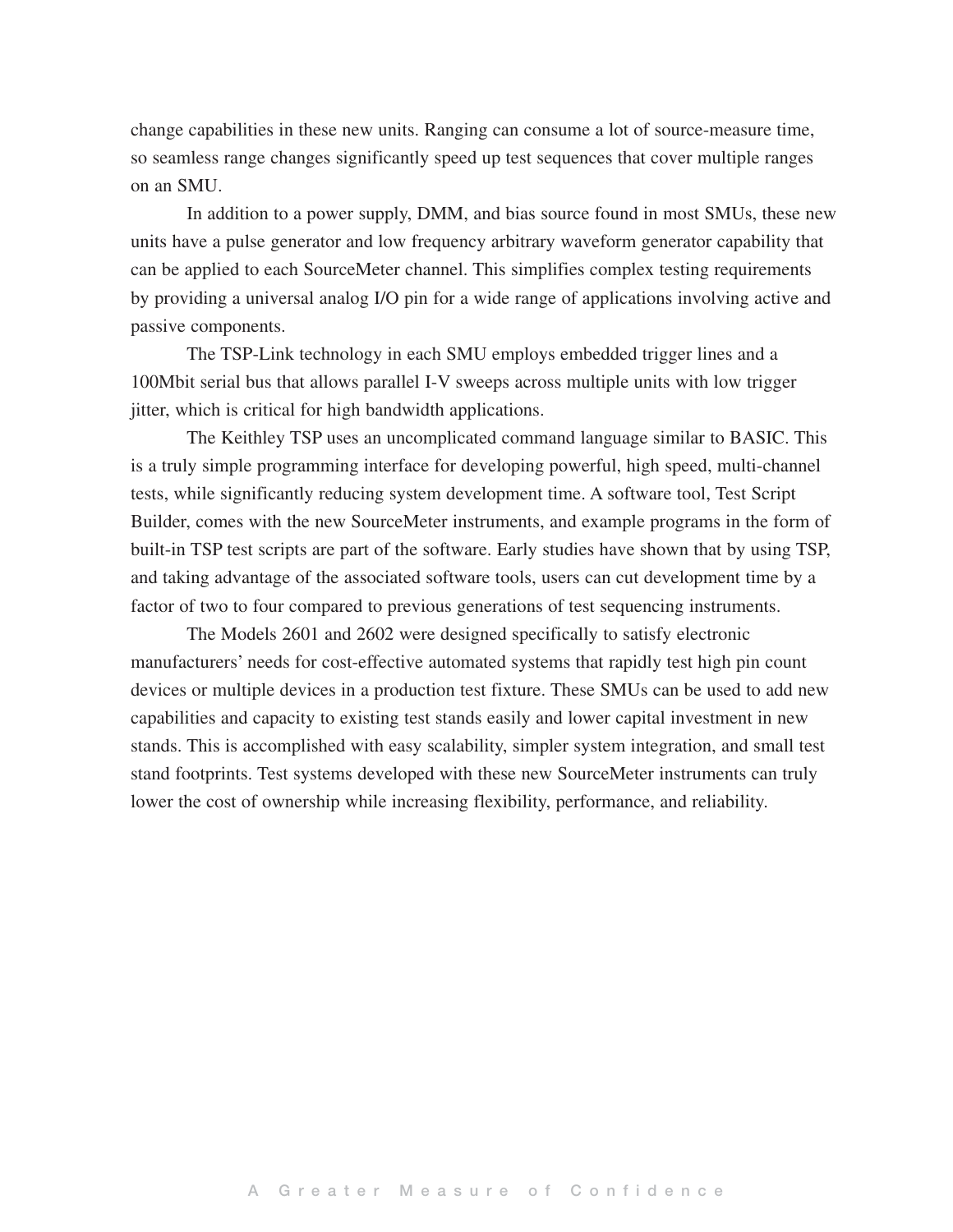change capabilities in these new units. Ranging can consume a lot of source-measure time, so seamless range changes significantly speed up test sequences that cover multiple ranges on an SMU.

In addition to a power supply, DMM, and bias source found in most SMUs, these new units have a pulse generator and low frequency arbitrary waveform generator capability that can be applied to each SourceMeter channel. This simplifies complex testing requirements by providing a universal analog I/O pin for a wide range of applications involving active and passive components.

The TSP-Link technology in each SMU employs embedded trigger lines and a 100Mbit serial bus that allows parallel I-V sweeps across multiple units with low trigger jitter, which is critical for high bandwidth applications.

The Keithley TSP uses an uncomplicated command language similar to BASIC. This is a truly simple programming interface for developing powerful, high speed, multi-channel tests, while significantly reducing system development time. A software tool, Test Script Builder, comes with the new SourceMeter instruments, and example programs in the form of built-in TSP test scripts are part of the software. Early studies have shown that by using TSP, and taking advantage of the associated software tools, users can cut development time by a factor of two to four compared to previous generations of test sequencing instruments.

The Models 2601 and 2602 were designed specifically to satisfy electronic manufacturers' needs for cost-effective automated systems that rapidly test high pin count devices or multiple devices in a production test fixture. These SMUs can be used to add new capabilities and capacity to existing test stands easily and lower capital investment in new stands. This is accomplished with easy scalability, simpler system integration, and small test stand footprints. Test systems developed with these new SourceMeter instruments can truly lower the cost of ownership while increasing flexibility, performance, and reliability.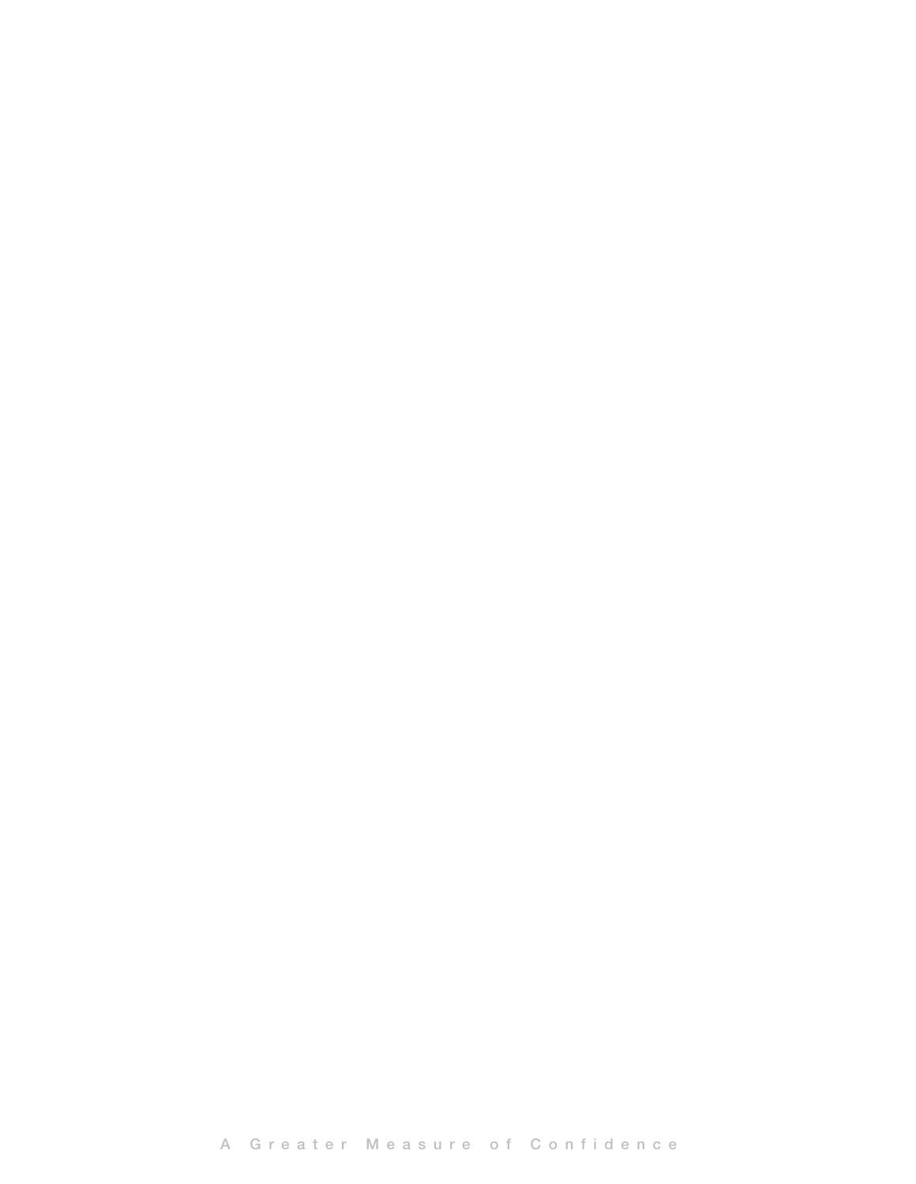A Greater Measure of Confidence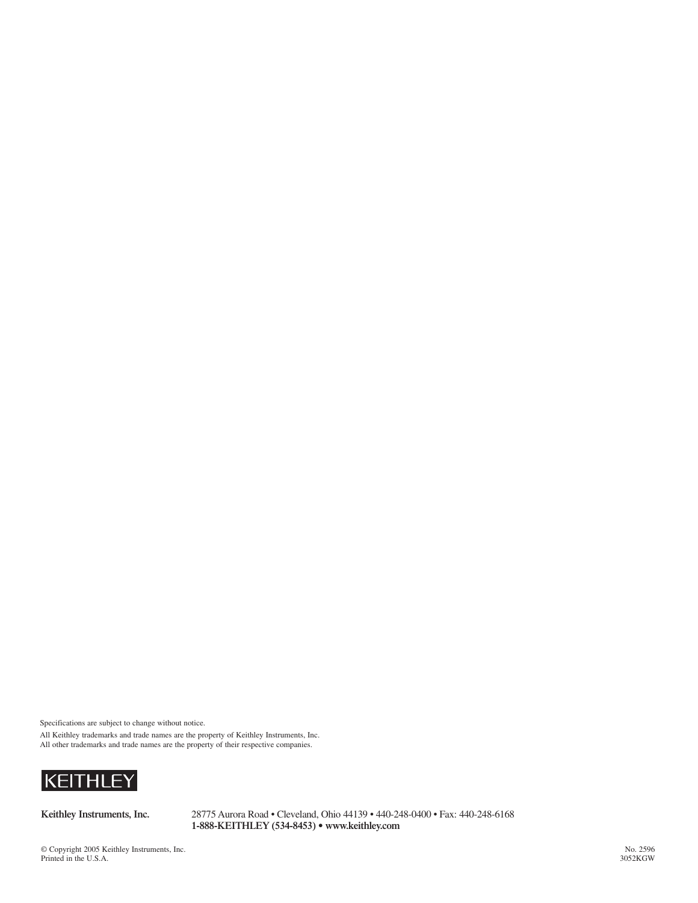Specifications are subject to change without notice.

All Keithley trademarks and trade names are the property of Keithley Instruments, Inc.
All other trademarks and trade names are the property of their respective companies.

KEITHLEY

**Keithley Instruments, Inc.** 28775 Aurora Road • Cleveland, Ohio 44139 • 440-248-0400 • Fax: 440-248-6168
**1-888-KEITHLEY (534-8453) • www.keithley.com**

© Copyright 2005 Keithley Instruments, Inc.
Printed in the U.S.A.

No. 2596
3052KGW